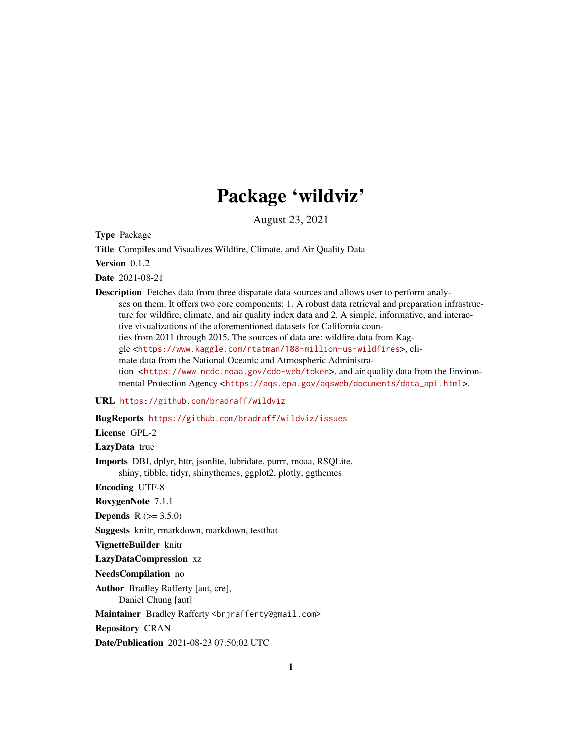# Package 'wildviz'

August 23, 2021

**Type** Package

**Title** Compiles and Visualizes Wildfire, Climate, and Air Quality Data

**Version** 0.1.2

**Date** 2021-08-21

**Description** Fetches data from three disparate data sources and allows user to perform analyses on them. It offers two core components: 1. A robust data retrieval and preparation infrastructure for wildfire, climate, and air quality index data and 2. A simple, informative, and interactive visualizations of the aforementioned datasets for California counties from 2011 through 2015. The sources of data are: wildfire data from Kaggle <https://www.kaggle.com/rtatman/188-million-us-wildfires>, climate data from the National Oceanic and Atmospheric Administration <https://www.ncdc.noaa.gov/cdo-web/token>, and air quality data from the Environmental Protection Agency <https://aqs.epa.gov/aqsweb/documents/data_api.html>.

**URL** https://github.com/bradraff/wildviz

**BugReports** https://github.com/bradraff/wildviz/issues

**License** GPL-2

**LazyData** true

**Imports** DBI, dplyr, httr, jsonlite, lubridate, purrr, rnoaa, RSQLite, shiny, tibble, tidyr, shinythemes, ggplot2, plotly, ggthemes

**Encoding** UTF-8

**RoxygenNote** 7.1.1

**Depends** R (>= 3.5.0)

**Suggests** knitr, rmarkdown, markdown, testthat

**VignetteBuilder** knitr

**LazyDataCompression** xz

**NeedsCompilation** no

**Author** Bradley Rafferty [aut, cre], Daniel Chung [aut]

**Maintainer** Bradley Rafferty <brjrafferty@gmail.com>

**Repository** CRAN

**Date/Publication** 2021-08-23 07:50:02 UTC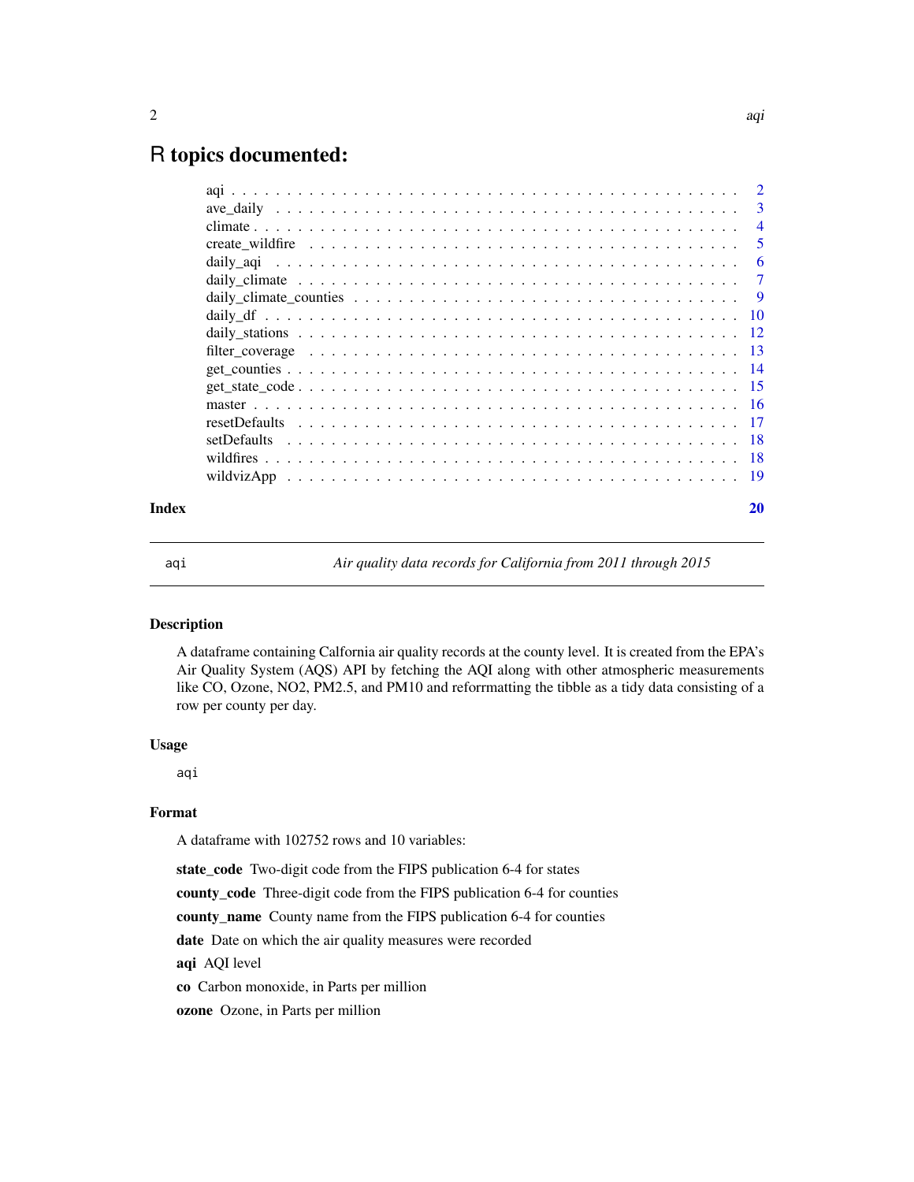# R topics documented:

| | |
|---|---|
| aqi | 2 |
| ave_daily | 3 |
| climate | 4 |
| create_wildfire | 5 |
| daily_aqi | 6 |
| daily_climate | 7 |
| daily_climate_counties | 9 |
| daily_df | 10 |
| daily_stations | 12 |
| filter_coverage | 13 |
| get_counties | 14 |
| get_state_code | 15 |
| master | 16 |
| resetDefaults | 17 |
| setDefaults | 18 |
| wildfires | 18 |
| wildvizApp | 19 |

**Index** 20

---

`aqi` *Air quality data records for California from 2011 through 2015*

---

## Description

A dataframe containing Calfornia air quality records at the county level. It is created from the EPA's Air Quality System (AQS) API by fetching the AQI along with other atmospheric measurements like CO, Ozone, NO2, PM2.5, and PM10 and reforrmatting the tibble as a tidy data consisting of a row per county per day.

## Usage

```
aqi
```

## Format

A dataframe with 102752 rows and 10 variables:

**state_code** Two-digit code from the FIPS publication 6-4 for states

**county_code** Three-digit code from the FIPS publication 6-4 for counties

**county_name** County name from the FIPS publication 6-4 for counties

**date** Date on which the air quality measures were recorded

**aqi** AQI level

**co** Carbon monoxide, in Parts per million

**ozone** Ozone, in Parts per million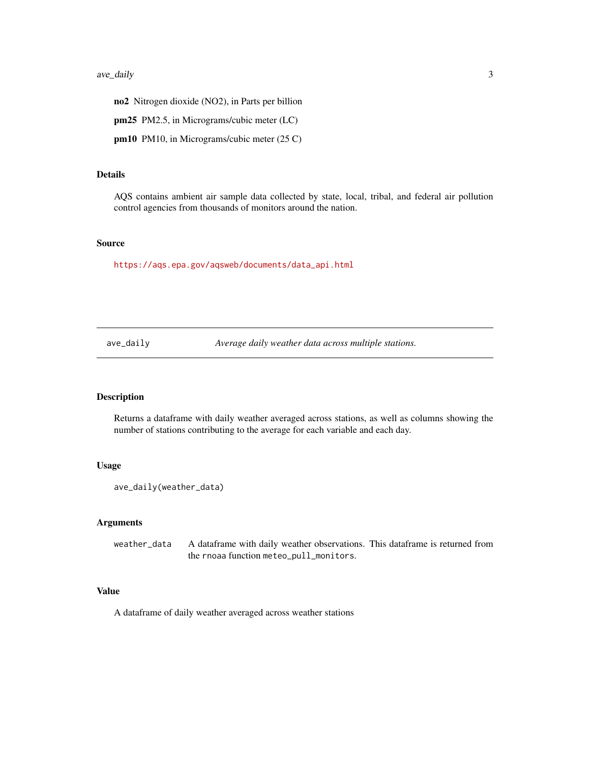**no2** Nitrogen dioxide ($NO_2$), in Parts per billion

**pm25** PM2.5, in Micrograms/cubic meter (LC)

**pm10** PM10, in Micrograms/cubic meter (25 C)

### Details

AQS contains ambient air sample data collected by state, local, tribal, and federal air pollution control agencies from thousands of monitors around the nation.

### Source

https://aqs.epa.gov/aqsweb/documents/data_api.html

---

## ave_daily — *Average daily weather data across multiple stations.*

---

### Description

Returns a dataframe with daily weather averaged across stations, as well as columns showing the number of stations contributing to the average for each variable and each day.

### Usage

```
ave_daily(weather_data)
```

### Arguments

| | |
|---|---|
| weather_data | A dataframe with daily weather observations. This dataframe is returned from the rnoaa function meteo_pull_monitors. |

### Value

A dataframe of daily weather averaged across weather stations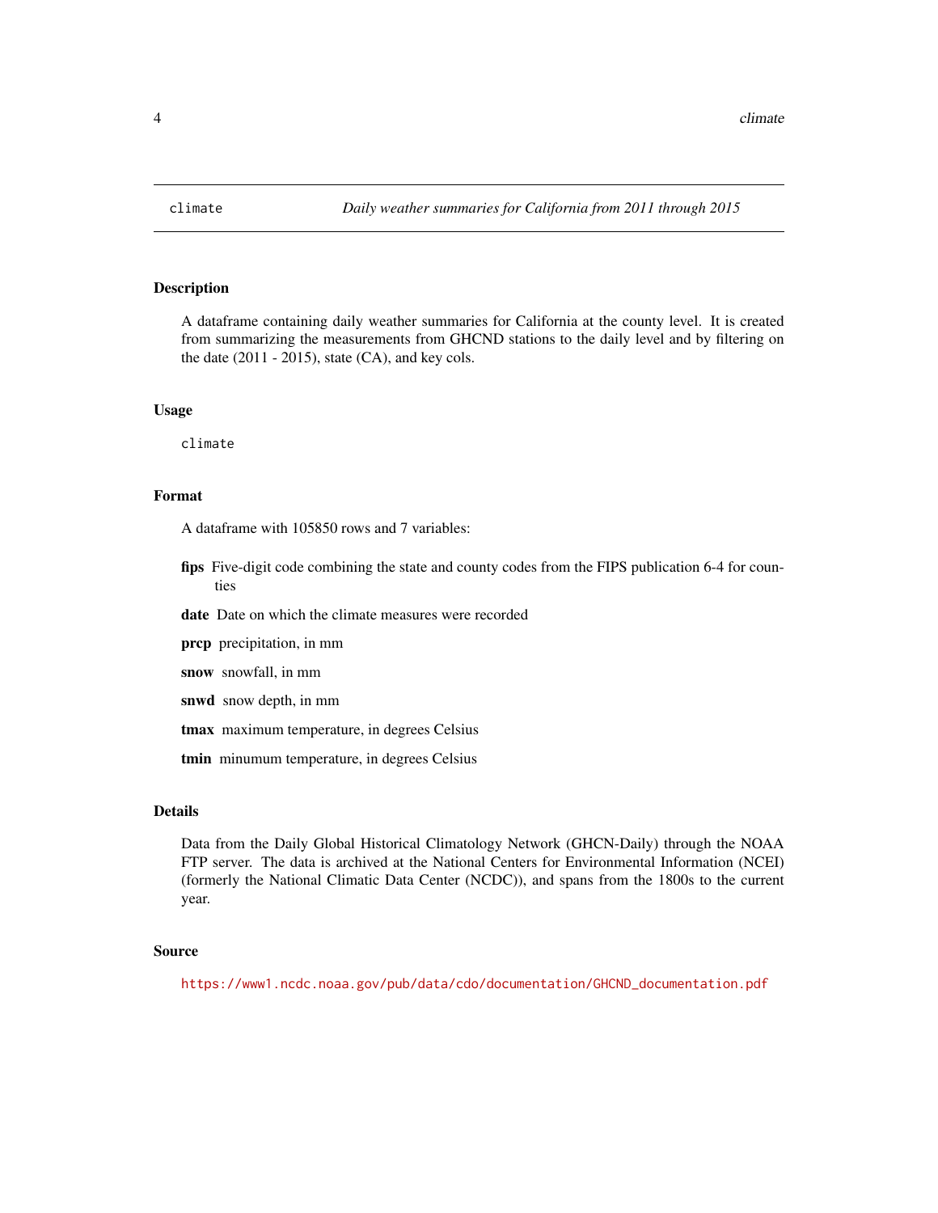climate *Daily weather summaries for California from 2011 through 2015*

## Description

A dataframe containing daily weather summaries for California at the county level. It is created from summarizing the measurements from GHCND stations to the daily level and by filtering on the date (2011 - 2015), state (CA), and key cols.

## Usage

```
climate
```

## Format

A dataframe with 105850 rows and 7 variables:

**fips** Five-digit code combining the state and county codes from the FIPS publication 6-4 for counties

**date** Date on which the climate measures were recorded

**prcp** precipitation, in mm

**snow** snowfall, in mm

**snwd** snow depth, in mm

**tmax** maximum temperature, in degrees Celsius

**tmin** minumum temperature, in degrees Celsius

## Details

Data from the Daily Global Historical Climatology Network (GHCN-Daily) through the NOAA FTP server. The data is archived at the National Centers for Environmental Information (NCEI) (formerly the National Climatic Data Center (NCDC)), and spans from the 1800s to the current year.

## Source

https://www1.ncdc.noaa.gov/pub/data/cdo/documentation/GHCND_documentation.pdf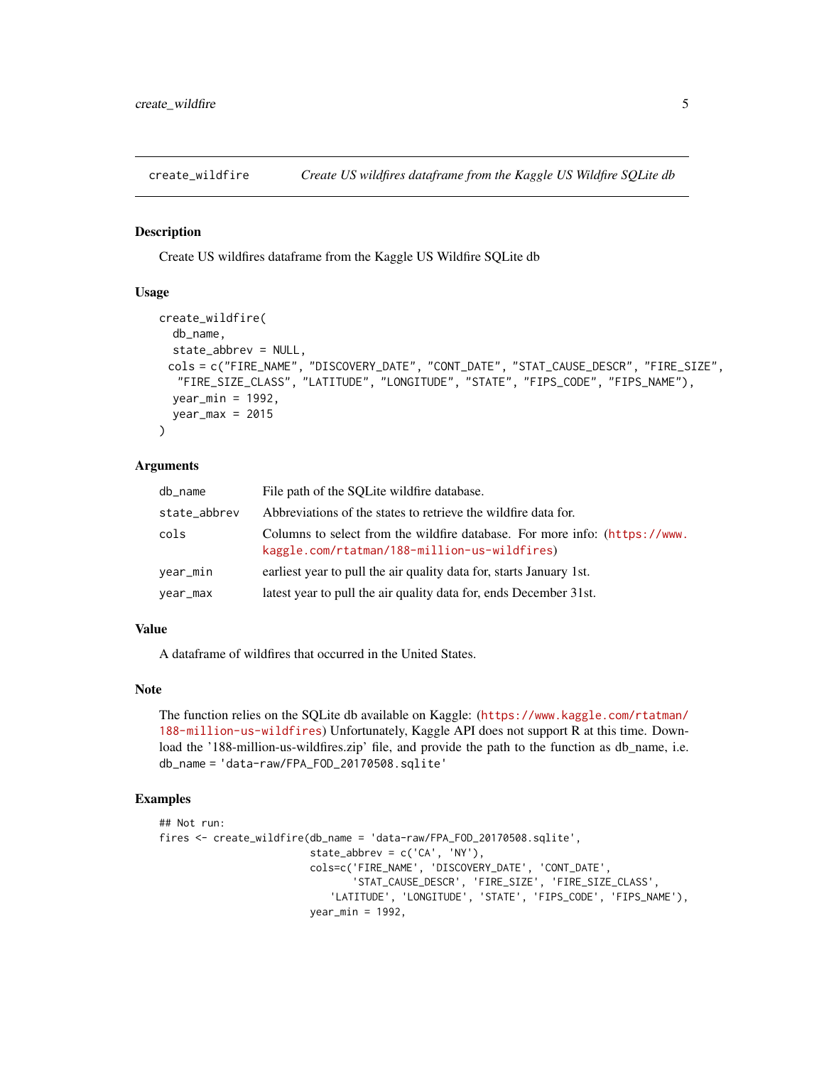## create_wildfire — *Create US wildfires dataframe from the Kaggle US Wildfire SQLite db*

### Description

Create US wildfires dataframe from the Kaggle US Wildfire SQLite db

### Usage

```
create_wildfire(
  db_name,
  state_abbrev = NULL,
 cols = c("FIRE_NAME", "DISCOVERY_DATE", "CONT_DATE", "STAT_CAUSE_DESCR", "FIRE_SIZE",
   "FIRE_SIZE_CLASS", "LATITUDE", "LONGITUDE", "STATE", "FIPS_CODE", "FIPS_NAME"),
  year_min = 1992,
  year_max = 2015
)
```

### Arguments

| | |
|---|---|
| `db_name` | File path of the SQLite wildfire database. |
| `state_abbrev` | Abbreviations of the states to retrieve the wildfire data for. |
| `cols` | Columns to select from the wildfire database. For more info: (https://www.kaggle.com/rtatman/188-million-us-wildfires) |
| `year_min` | earliest year to pull the air quality data for, starts January 1st. |
| `year_max` | latest year to pull the air quality data for, ends December 31st. |

### Value

A dataframe of wildfires that occurred in the United States.

### Note

The function relies on the SQLite db available on Kaggle: (https://www.kaggle.com/rtatman/188-million-us-wildfires) Unfortunately, Kaggle API does not support R at this time. Download the '188-million-us-wildfires.zip' file, and provide the path to the function as db_name, i.e. `db_name = 'data-raw/FPA_FOD_20170508.sqlite'`

### Examples

```
## Not run:
fires <- create_wildfire(db_name = 'data-raw/FPA_FOD_20170508.sqlite',
                         state_abbrev = c('CA', 'NY'),
                         cols=c('FIRE_NAME', 'DISCOVERY_DATE', 'CONT_DATE',
                                'STAT_CAUSE_DESCR', 'FIRE_SIZE', 'FIRE_SIZE_CLASS',
                            'LATITUDE', 'LONGITUDE', 'STATE', 'FIPS_CODE', 'FIPS_NAME'),
                         year_min = 1992,
```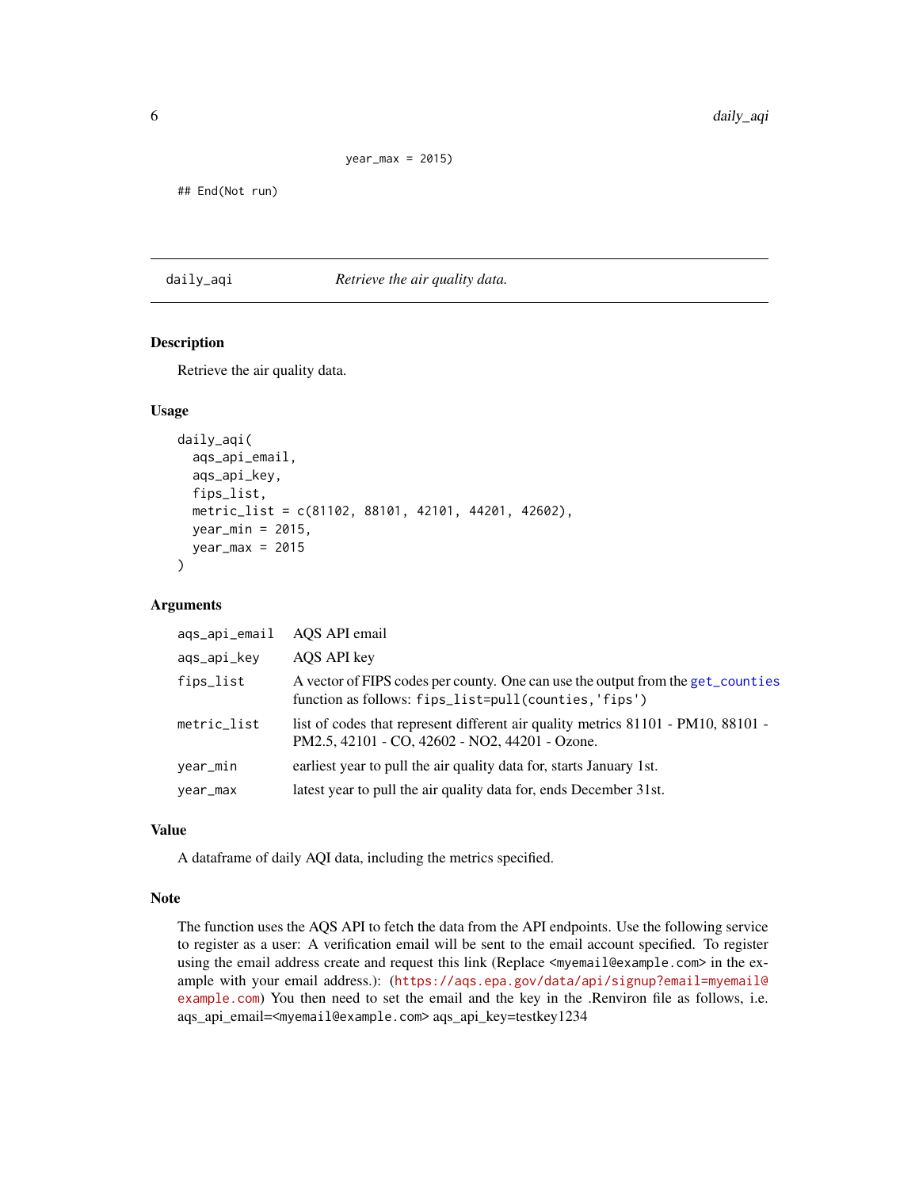```
                    year_max = 2015)

## End(Not run)
```

---

## daily_aqi *Retrieve the air quality data.*

### Description

Retrieve the air quality data.

### Usage

```
daily_aqi(
  aqs_api_email,
  aqs_api_key,
  fips_list,
  metric_list = c(81102, 88101, 42101, 44201, 42602),
  year_min = 2015,
  year_max = 2015
)
```

### Arguments

| | |
|---|---|
| `aqs_api_email` | AQS API email |
| `aqs_api_key` | AQS API key |
| `fips_list` | A vector of FIPS codes per county. One can use the output from the `get_counties` function as follows: `fips_list=pull(counties,'fips')` |
| `metric_list` | list of codes that represent different air quality metrics 81101 - PM10, 88101 - PM2.5, 42101 - CO, 42602 - NO2, 44201 - Ozone. |
| `year_min` | earliest year to pull the air quality data for, starts January 1st. |
| `year_max` | latest year to pull the air quality data for, ends December 31st. |

### Value

A dataframe of daily AQI data, including the metrics specified.

### Note

The function uses the AQS API to fetch the data from the API endpoints. Use the following service to register as a user: A verification email will be sent to the email account specified. To register using the email address create and request this link (Replace `<myemail@example.com>` in the example with your email address.): (`https://aqs.epa.gov/data/api/signup?email=myemail@example.com`) You then need to set the email and the key in the .Renviron file as follows, i.e. aqs_api_email=`<myemail@example.com>` aqs_api_key=testkey1234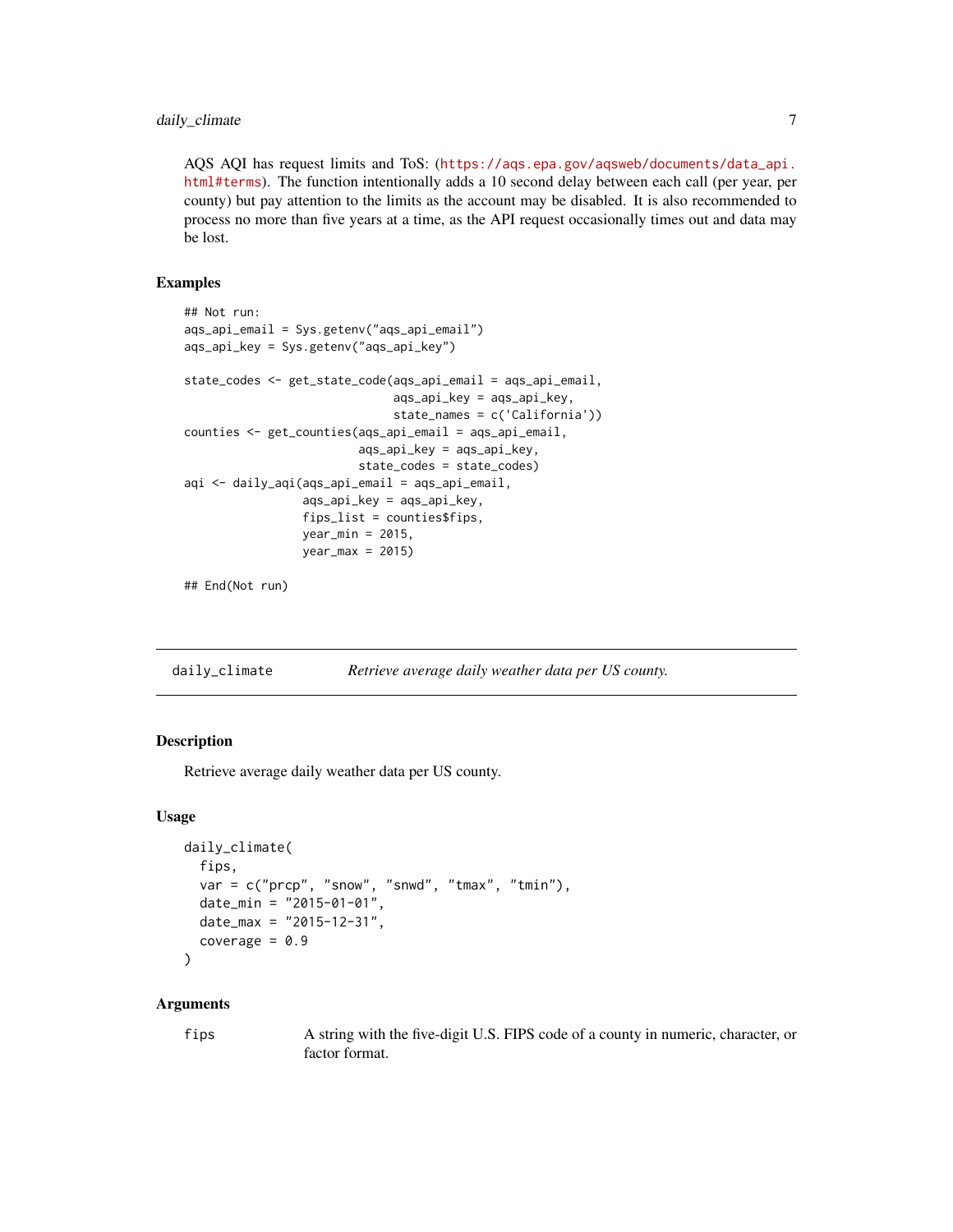AQS AQI has request limits and ToS: (https://aqs.epa.gov/aqsweb/documents/data_api.html#terms). The function intentionally adds a 10 second delay between each call (per year, per county) but pay attention to the limits as the account may be disabled. It is also recommended to process no more than five years at a time, as the API request occasionally times out and data may be lost.

### Examples

```
## Not run:
aqs_api_email = Sys.getenv("aqs_api_email")
aqs_api_key = Sys.getenv("aqs_api_key")

state_codes <- get_state_code(aqs_api_email = aqs_api_email,
                              aqs_api_key = aqs_api_key,
                              state_names = c('California'))
counties <- get_counties(aqs_api_email = aqs_api_email,
                         aqs_api_key = aqs_api_key,
                         state_codes = state_codes)
aqi <- daily_aqi(aqs_api_email = aqs_api_email,
                 aqs_api_key = aqs_api_key,
                 fips_list = counties$fips,
                 year_min = 2015,
                 year_max = 2015)

## End(Not run)
```

---

## daily_climate — *Retrieve average daily weather data per US county.*

### Description

Retrieve average daily weather data per US county.

### Usage

```
daily_climate(
  fips,
  var = c("prcp", "snow", "snwd", "tmax", "tmin"),
  date_min = "2015-01-01",
  date_max = "2015-12-31",
  coverage = 0.9
)
```

### Arguments

| | |
|---|---|
| fips | A string with the five-digit U.S. FIPS code of a county in numeric, character, or factor format. |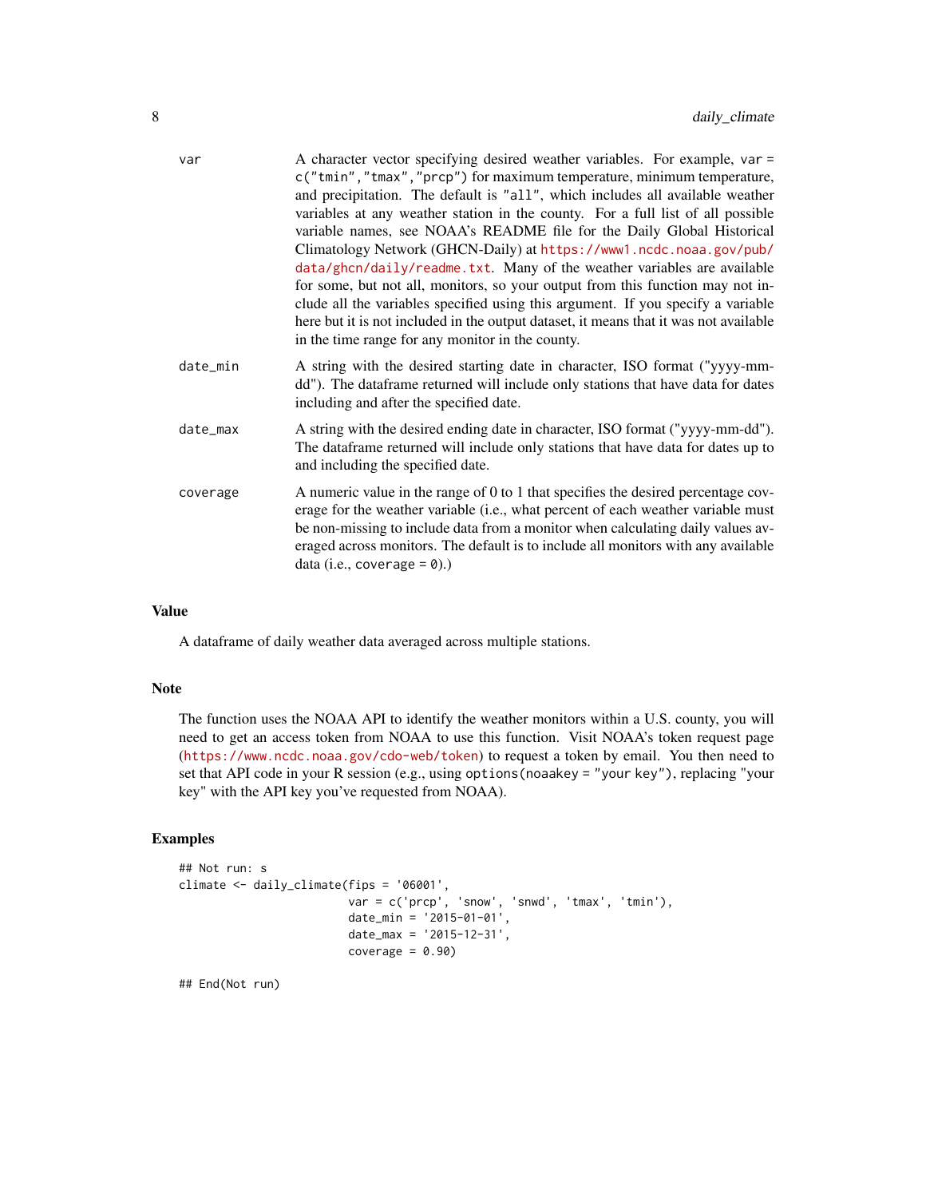| | |
|---|---|
| `var` | A character vector specifying desired weather variables. For example, `var = c("tmin","tmax","prcp")` for maximum temperature, minimum temperature, and precipitation. The default is `"all"`, which includes all available weather variables at any weather station in the county. For a full list of all possible variable names, see NOAA's README file for the Daily Global Historical Climatology Network (GHCN-Daily) at https://www1.ncdc.noaa.gov/pub/data/ghcn/daily/readme.txt. Many of the weather variables are available for some, but not all, monitors, so your output from this function may not include all the variables specified using this argument. If you specify a variable here but it is not included in the output dataset, it means that it was not available in the time range for any monitor in the county. |
| `date_min` | A string with the desired starting date in character, ISO format ("yyyy-mm-dd"). The dataframe returned will include only stations that have data for dates including and after the specified date. |
| `date_max` | A string with the desired ending date in character, ISO format ("yyyy-mm-dd"). The dataframe returned will include only stations that have data for dates up to and including the specified date. |
| `coverage` | A numeric value in the range of 0 to 1 that specifies the desired percentage coverage for the weather variable (i.e., what percent of each weather variable must be non-missing to include data from a monitor when calculating daily values averaged across monitors. The default is to include all monitors with any available data (i.e., `coverage = 0`).) |

## Value

A dataframe of daily weather data averaged across multiple stations.

## Note

The function uses the NOAA API to identify the weather monitors within a U.S. county, you will need to get an access token from NOAA to use this function. Visit NOAA's token request page (https://www.ncdc.noaa.gov/cdo-web/token) to request a token by email. You then need to set that API code in your R session (e.g., using `options(noaakey = "your key")`, replacing "your key" with the API key you've requested from NOAA).

## Examples

```
## Not run: s
climate <- daily_climate(fips = '06001',
                         var = c('prcp', 'snow', 'snwd', 'tmax', 'tmin'),
                         date_min = '2015-01-01',
                         date_max = '2015-12-31',
                         coverage = 0.90)

## End(Not run)
```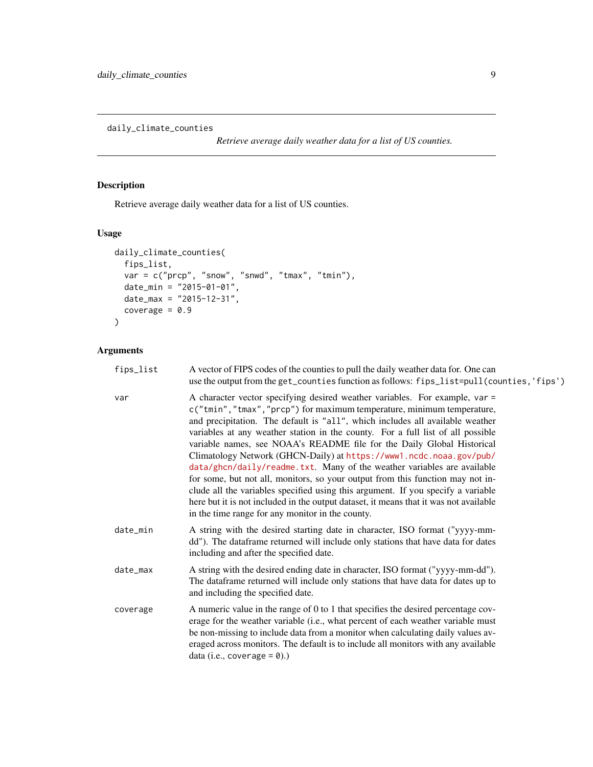`daily_climate_counties` — *Retrieve average daily weather data for a list of US counties.*

## Description

Retrieve average daily weather data for a list of US counties.

## Usage

```
daily_climate_counties(
  fips_list,
  var = c("prcp", "snow", "snwd", "tmax", "tmin"),
  date_min = "2015-01-01",
  date_max = "2015-12-31",
  coverage = 0.9
)
```

## Arguments

| | |
|---|---|
| `fips_list` | A vector of FIPS codes of the counties to pull the daily weather data for. One can use the output from the `get_counties` function as follows: `fips_list=pull(counties,'fips')` |
| `var` | A character vector specifying desired weather variables. For example, `var = c("tmin","tmax","prcp")` for maximum temperature, minimum temperature, and precipitation. The default is `"all"`, which includes all available weather variables at any weather station in the county. For a full list of all possible variable names, see NOAA's README file for the Daily Global Historical Climatology Network (GHCN-Daily) at https://www1.ncdc.noaa.gov/pub/data/ghcn/daily/readme.txt. Many of the weather variables are available for some, but not all, monitors, so your output from this function may not include all the variables specified using this argument. If you specify a variable here but it is not included in the output dataset, it means that it was not available in the time range for any monitor in the county. |
| `date_min` | A string with the desired starting date in character, ISO format ("yyyy-mm-dd"). The dataframe returned will include only stations that have data for dates including and after the specified date. |
| `date_max` | A string with the desired ending date in character, ISO format ("yyyy-mm-dd"). The dataframe returned will include only stations that have data for dates up to and including the specified date. |
| `coverage` | A numeric value in the range of 0 to 1 that specifies the desired percentage coverage for the weather variable (i.e., what percent of each weather variable must be non-missing to include data from a monitor when calculating daily values averaged across monitors. The default is to include all monitors with any available data (i.e., `coverage = 0`).) |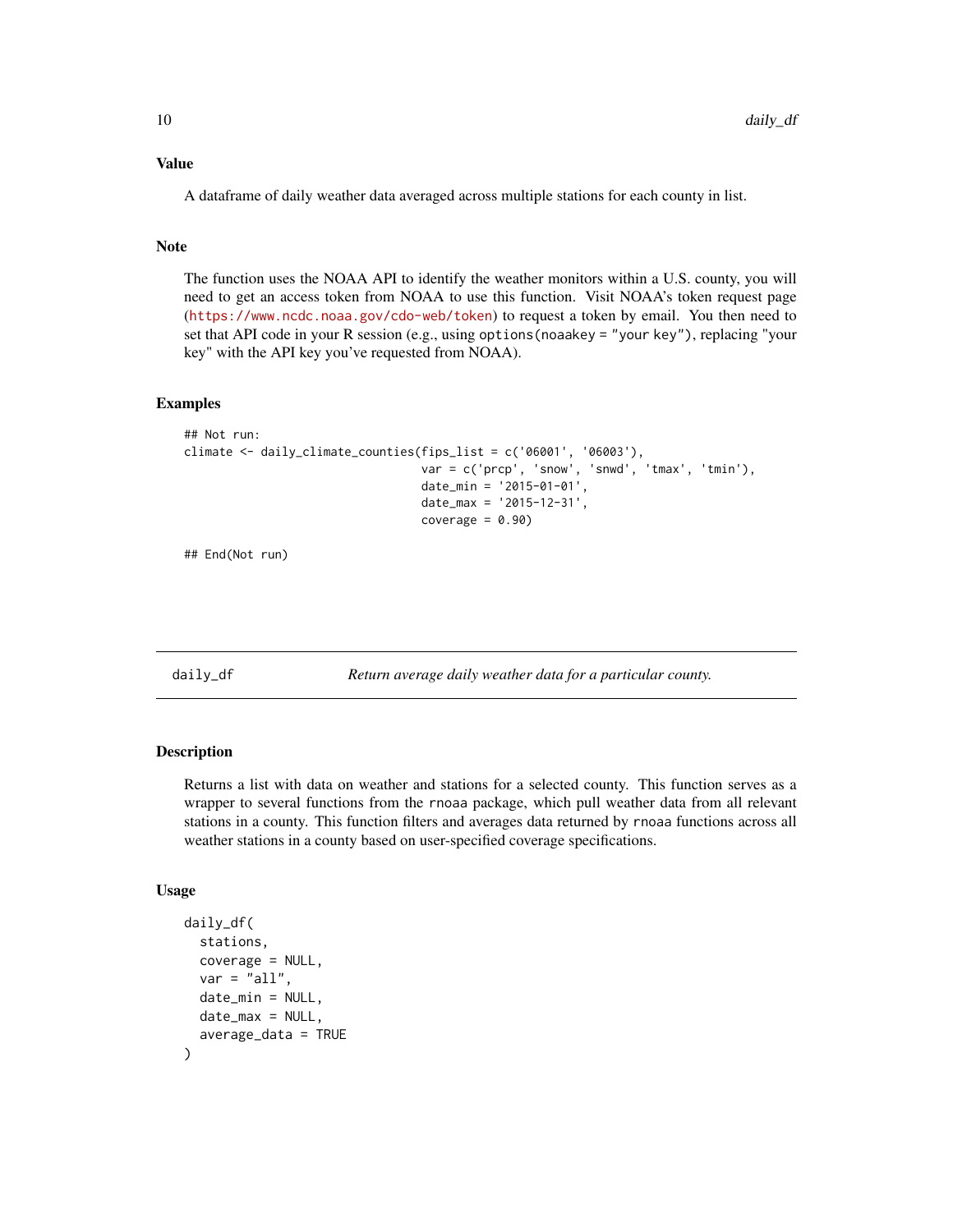### Value

A dataframe of daily weather data averaged across multiple stations for each county in list.

### Note

The function uses the NOAA API to identify the weather monitors within a U.S. county, you will need to get an access token from NOAA to use this function. Visit NOAA's token request page (https://www.ncdc.noaa.gov/cdo-web/token) to request a token by email. You then need to set that API code in your R session (e.g., using `options(noaakey = "your key")`, replacing "your key" with the API key you've requested from NOAA).

### Examples

```
## Not run:
climate <- daily_climate_counties(fips_list = c('06001', '06003'),
                                  var = c('prcp', 'snow', 'snwd', 'tmax', 'tmin'),
                                  date_min = '2015-01-01',
                                  date_max = '2015-12-31',
                                  coverage = 0.90)

## End(Not run)
```

---

## daily_df — *Return average daily weather data for a particular county.*

---

### Description

Returns a list with data on weather and stations for a selected county. This function serves as a wrapper to several functions from the `rnoaa` package, which pull weather data from all relevant stations in a county. This function filters and averages data returned by `rnoaa` functions across all weather stations in a county based on user-specified coverage specifications.

### Usage

```
daily_df(
  stations,
  coverage = NULL,
  var = "all",
  date_min = NULL,
  date_max = NULL,
  average_data = TRUE
)
```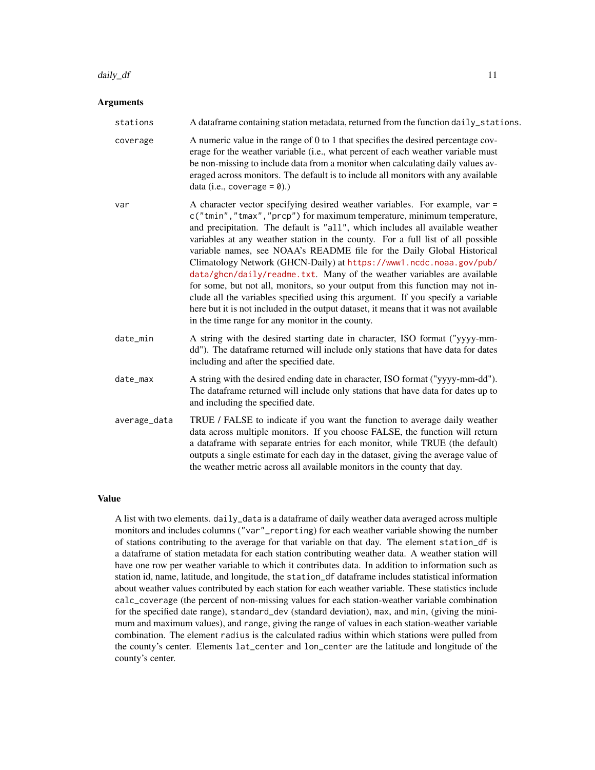### Arguments

| | |
|---|---|
| `stations` | A dataframe containing station metadata, returned from the function `daily_stations`. |
| `coverage` | A numeric value in the range of 0 to 1 that specifies the desired percentage coverage for the weather variable (i.e., what percent of each weather variable must be non-missing to include data from a monitor when calculating daily values averaged across monitors. The default is to include all monitors with any available data (i.e., `coverage = 0`).) |
| `var` | A character vector specifying desired weather variables. For example, `var = c("tmin","tmax","prcp")` for maximum temperature, minimum temperature, and precipitation. The default is `"all"`, which includes all available weather variables at any weather station in the county. For a full list of all possible variable names, see NOAA's README file for the Daily Global Historical Climatology Network (GHCN-Daily) at `https://www1.ncdc.noaa.gov/pub/data/ghcn/daily/readme.txt`. Many of the weather variables are available for some, but not all, monitors, so your output from this function may not include all the variables specified using this argument. If you specify a variable here but it is not included in the output dataset, it means that it was not available in the time range for any monitor in the county. |
| `date_min` | A string with the desired starting date in character, ISO format ("yyyy-mm-dd"). The dataframe returned will include only stations that have data for dates including and after the specified date. |
| `date_max` | A string with the desired ending date in character, ISO format ("yyyy-mm-dd"). The dataframe returned will include only stations that have data for dates up to and including the specified date. |
| `average_data` | TRUE / FALSE to indicate if you want the function to average daily weather data across multiple monitors. If you choose FALSE, the function will return a dataframe with separate entries for each monitor, while TRUE (the default) outputs a single estimate for each day in the dataset, giving the average value of the weather metric across all available monitors in the county that day. |

### Value

A list with two elements. `daily_data` is a dataframe of daily weather data averaged across multiple monitors and includes columns (`"var"_reporting`) for each weather variable showing the number of stations contributing to the average for that variable on that day. The element `station_df` is a dataframe of station metadata for each station contributing weather data. A weather station will have one row per weather variable to which it contributes data. In addition to information such as station id, name, latitude, and longitude, the `station_df` dataframe includes statistical information about weather values contributed by each station for each weather variable. These statistics include `calc_coverage` (the percent of non-missing values for each station-weather variable combination for the specified date range), `standard_dev` (standard deviation), `max`, and `min`, (giving the minimum and maximum values), and `range`, giving the range of values in each station-weather variable combination. The element `radius` is the calculated radius within which stations were pulled from the county's center. Elements `lat_center` and `lon_center` are the latitude and longitude of the county's center.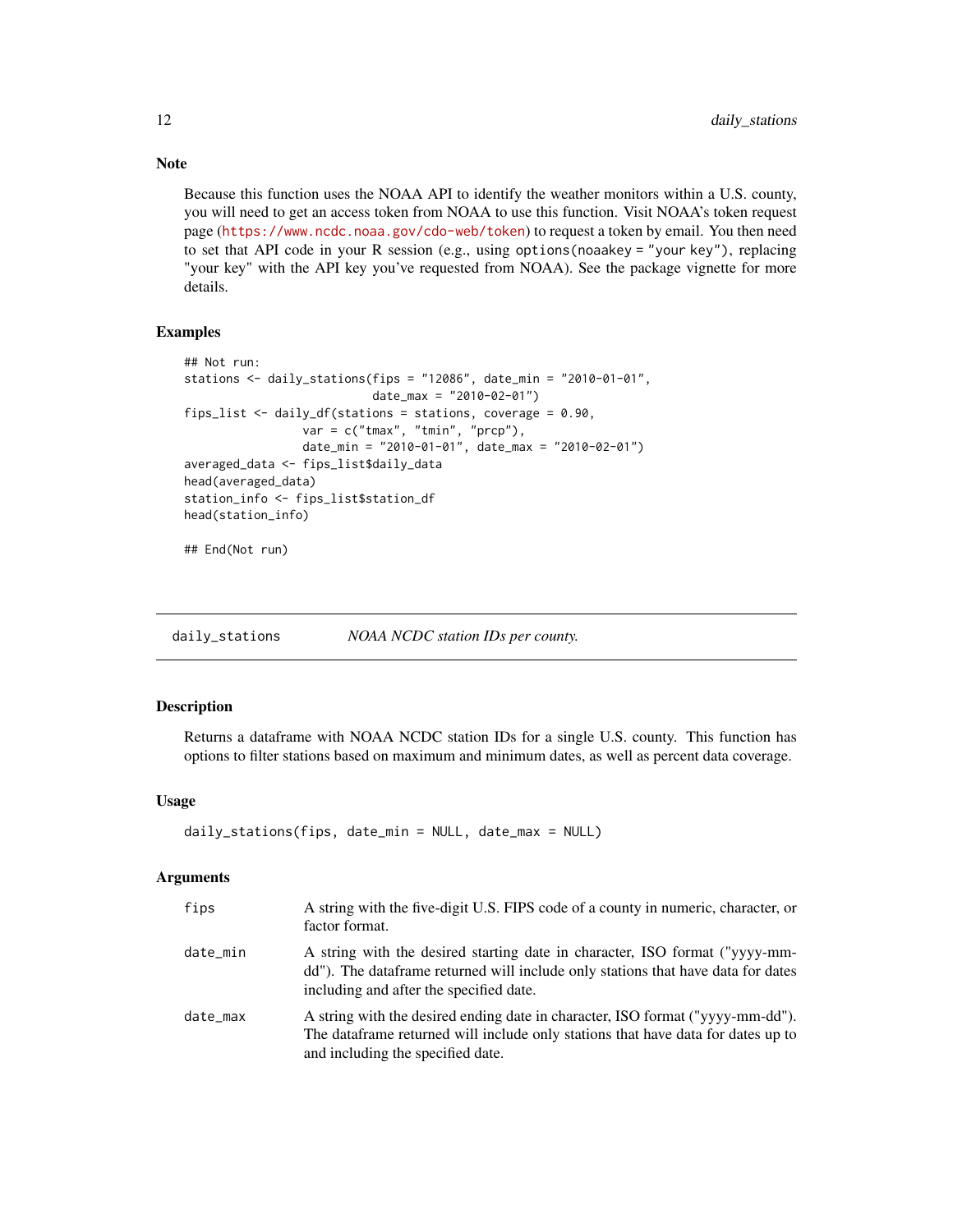### Note

Because this function uses the NOAA API to identify the weather monitors within a U.S. county, you will need to get an access token from NOAA to use this function. Visit NOAA's token request page (https://www.ncdc.noaa.gov/cdo-web/token) to request a token by email. You then need to set that API code in your R session (e.g., using `options(noaakey = "your key")`, replacing "your key" with the API key you've requested from NOAA). See the package vignette for more details.

### Examples

```
## Not run:
stations <- daily_stations(fips = "12086", date_min = "2010-01-01",
                           date_max = "2010-02-01")
fips_list <- daily_df(stations = stations, coverage = 0.90,
                 var = c("tmax", "tmin", "prcp"),
                 date_min = "2010-01-01", date_max = "2010-02-01")
averaged_data <- fips_list$daily_data
head(averaged_data)
station_info <- fips_list$station_df
head(station_info)

## End(Not run)
```

---

## daily_stations — *NOAA NCDC station IDs per county.*

### Description

Returns a dataframe with NOAA NCDC station IDs for a single U.S. county. This function has options to filter stations based on maximum and minimum dates, as well as percent data coverage.

### Usage

```
daily_stations(fips, date_min = NULL, date_max = NULL)
```

### Arguments

| | |
|---|---|
| fips | A string with the five-digit U.S. FIPS code of a county in numeric, character, or factor format. |
| date_min | A string with the desired starting date in character, ISO format ("yyyy-mm-dd"). The dataframe returned will include only stations that have data for dates including and after the specified date. |
| date_max | A string with the desired ending date in character, ISO format ("yyyy-mm-dd"). The dataframe returned will include only stations that have data for dates up to and including the specified date. |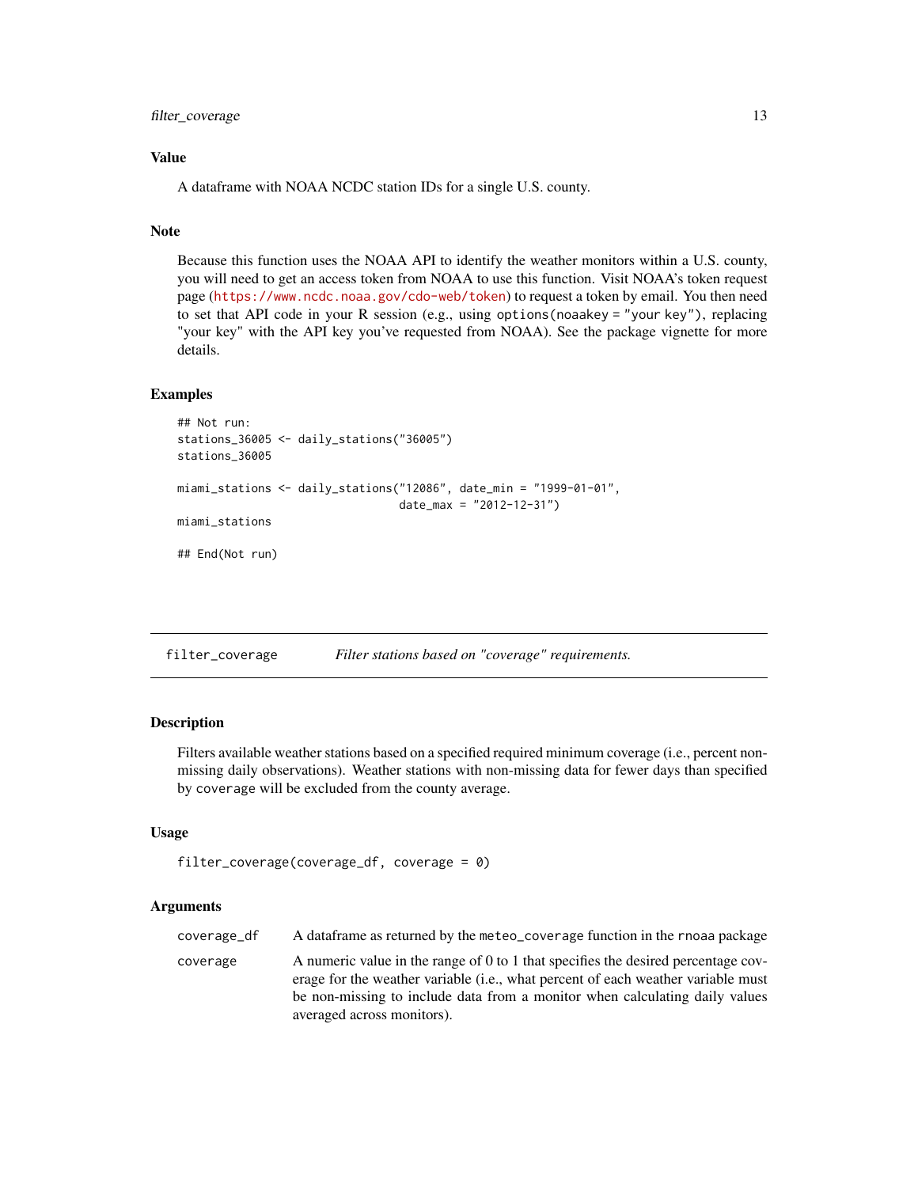## Value

A dataframe with NOAA NCDC station IDs for a single U.S. county.

## Note

Because this function uses the NOAA API to identify the weather monitors within a U.S. county, you will need to get an access token from NOAA to use this function. Visit NOAA's token request page (https://www.ncdc.noaa.gov/cdo-web/token) to request a token by email. You then need to set that API code in your R session (e.g., using `options(noaakey = "your key")`, replacing "your key" with the API key you've requested from NOAA). See the package vignette for more details.

## Examples

```
## Not run:
stations_36005 <- daily_stations("36005")
stations_36005

miami_stations <- daily_stations("12086", date_min = "1999-01-01",
                                 date_max = "2012-12-31")
miami_stations

## End(Not run)
```

---

# filter_coverage    *Filter stations based on "coverage" requirements.*

---

## Description

Filters available weather stations based on a specified required minimum coverage (i.e., percent non-missing daily observations). Weather stations with non-missing data for fewer days than specified by `coverage` will be excluded from the county average.

## Usage

```
filter_coverage(coverage_df, coverage = 0)
```

## Arguments

| | |
|---|---|
| `coverage_df` | A dataframe as returned by the `meteo_coverage` function in the `rnoaa` package |
| `coverage` | A numeric value in the range of 0 to 1 that specifies the desired percentage coverage for the weather variable (i.e., what percent of each weather variable must be non-missing to include data from a monitor when calculating daily values averaged across monitors). |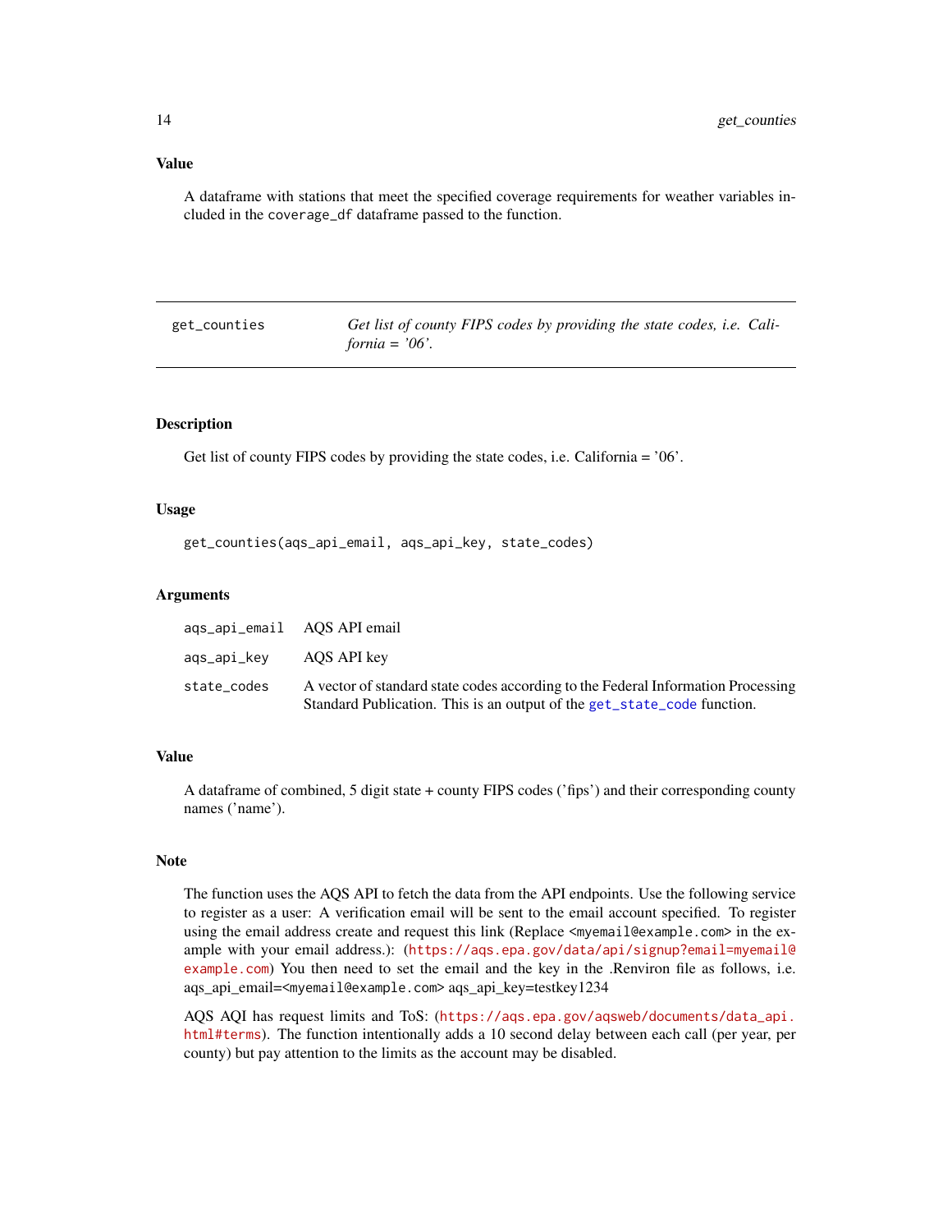### Value

A dataframe with stations that meet the specified coverage requirements for weather variables included in the `coverage_df` dataframe passed to the function.

---

## get_counties — *Get list of county FIPS codes by providing the state codes, i.e. California = '06'.*

---

### Description

Get list of county FIPS codes by providing the state codes, i.e. California = '06'.

### Usage

```
get_counties(aqs_api_email, aqs_api_key, state_codes)
```

### Arguments

| | |
|---|---|
| `aqs_api_email` | AQS API email |
| `aqs_api_key` | AQS API key |
| `state_codes` | A vector of standard state codes according to the Federal Information Processing Standard Publication. This is an output of the `get_state_code` function. |

### Value

A dataframe of combined, 5 digit state + county FIPS codes ('fips') and their corresponding county names ('name').

### Note

The function uses the AQS API to fetch the data from the API endpoints. Use the following service to register as a user: A verification email will be sent to the email account specified. To register using the email address create and request this link (Replace `<myemail@example.com>` in the example with your email address.): (https://aqs.epa.gov/data/api/signup?email=myemail@example.com) You then need to set the email and the key in the .Renviron file as follows, i.e. aqs_api_email=`<myemail@example.com>` aqs_api_key=testkey1234

AQS AQI has request limits and ToS: (https://aqs.epa.gov/aqsweb/documents/data_api.html#terms). The function intentionally adds a 10 second delay between each call (per year, per county) but pay attention to the limits as the account may be disabled.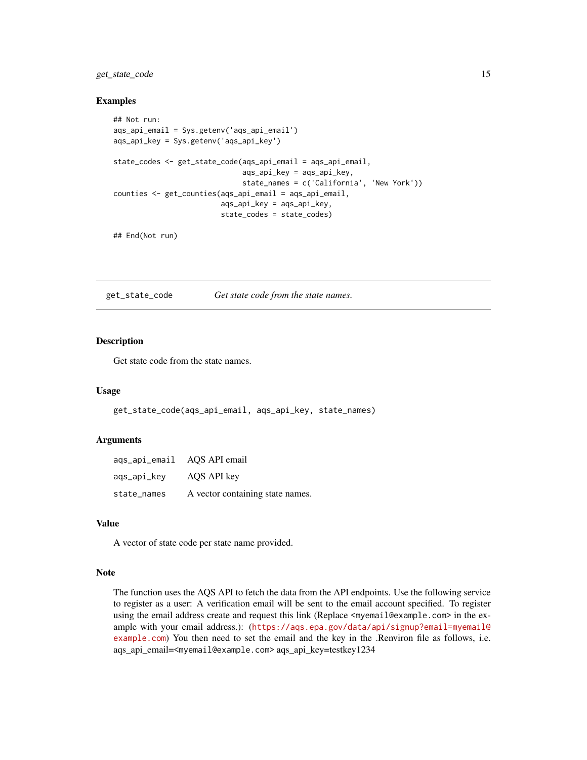## Examples

```
## Not run:
aqs_api_email = Sys.getenv('aqs_api_email')
aqs_api_key = Sys.getenv('aqs_api_key')

state_codes <- get_state_code(aqs_api_email = aqs_api_email,
                              aqs_api_key = aqs_api_key,
                              state_names = c('California', 'New York'))
counties <- get_counties(aqs_api_email = aqs_api_email,
                         aqs_api_key = aqs_api_key,
                         state_codes = state_codes)

## End(Not run)
```

---

# get_state_code    *Get state code from the state names.*

---

## Description

Get state code from the state names.

## Usage

```
get_state_code(aqs_api_email, aqs_api_key, state_names)
```

## Arguments

| | |
|---|---|
| aqs_api_email | AQS API email |
| aqs_api_key | AQS API key |
| state_names | A vector containing state names. |

## Value

A vector of state code per state name provided.

## Note

The function uses the AQS API to fetch the data from the API endpoints. Use the following service to register as a user: A verification email will be sent to the email account specified. To register using the email address create and request this link (Replace <myemail@example.com> in the example with your email address.): (https://aqs.epa.gov/data/api/signup?email=myemail@example.com) You then need to set the email and the key in the .Renviron file as follows, i.e. aqs_api_email=<myemail@example.com> aqs_api_key=testkey1234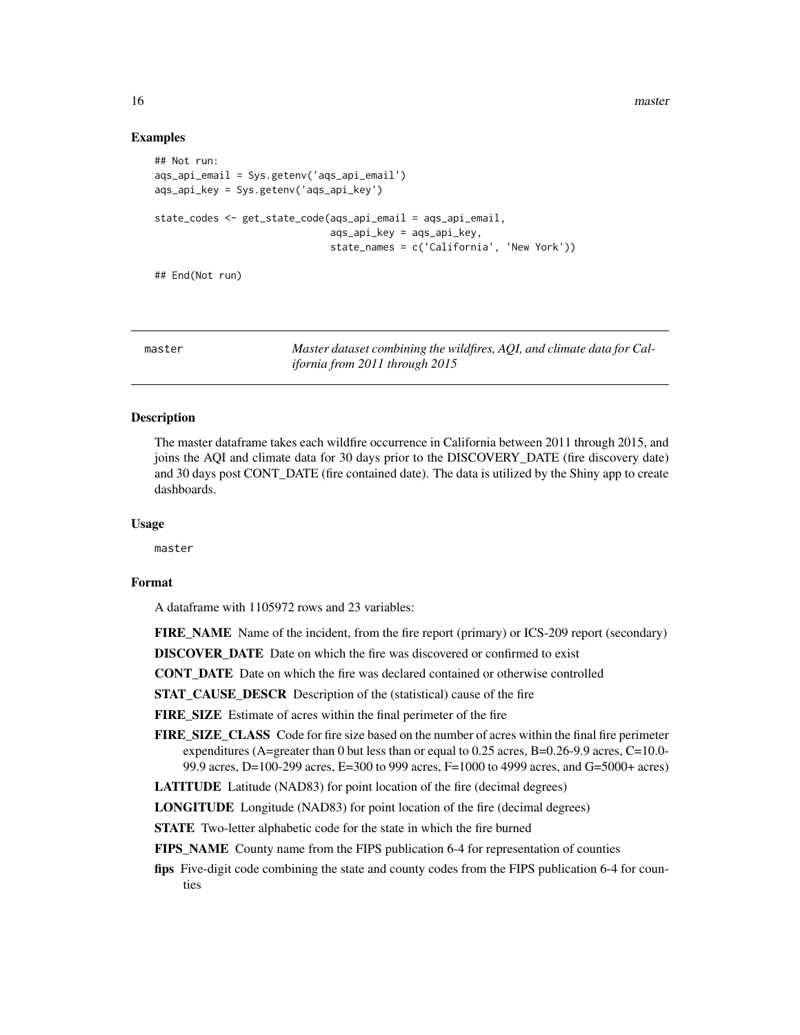## Examples

```
## Not run:
aqs_api_email = Sys.getenv('aqs_api_email')
aqs_api_key = Sys.getenv('aqs_api_key')

state_codes <- get_state_code(aqs_api_email = aqs_api_email,
                              aqs_api_key = aqs_api_key,
                              state_names = c('California', 'New York'))

## End(Not run)
```

---

master *Master dataset combining the wildfires, AQI, and climate data for California from 2011 through 2015*

---

## Description

The master dataframe takes each wildfire occurrence in California between 2011 through 2015, and joins the AQI and climate data for 30 days prior to the DISCOVERY_DATE (fire discovery date) and 30 days post CONT_DATE (fire contained date). The data is utilized by the Shiny app to create dashboards.

## Usage

```
master
```

## Format

A dataframe with 1105972 rows and 23 variables:

**FIRE_NAME** Name of the incident, from the fire report (primary) or ICS-209 report (secondary)

**DISCOVER_DATE** Date on which the fire was discovered or confirmed to exist

**CONT_DATE** Date on which the fire was declared contained or otherwise controlled

**STAT_CAUSE_DESCR** Description of the (statistical) cause of the fire

**FIRE_SIZE** Estimate of acres within the final perimeter of the fire

**FIRE_SIZE_CLASS** Code for fire size based on the number of acres within the final fire perimeter expenditures (A=greater than 0 but less than or equal to 0.25 acres, B=0.26-9.9 acres, C=10.0-99.9 acres, D=100-299 acres, E=300 to 999 acres, F=1000 to 4999 acres, and G=5000+ acres)

**LATITUDE** Latitude (NAD83) for point location of the fire (decimal degrees)

**LONGITUDE** Longitude (NAD83) for point location of the fire (decimal degrees)

**STATE** Two-letter alphabetic code for the state in which the fire burned

**FIPS_NAME** County name from the FIPS publication 6-4 for representation of counties

**fips** Five-digit code combining the state and county codes from the FIPS publication 6-4 for counties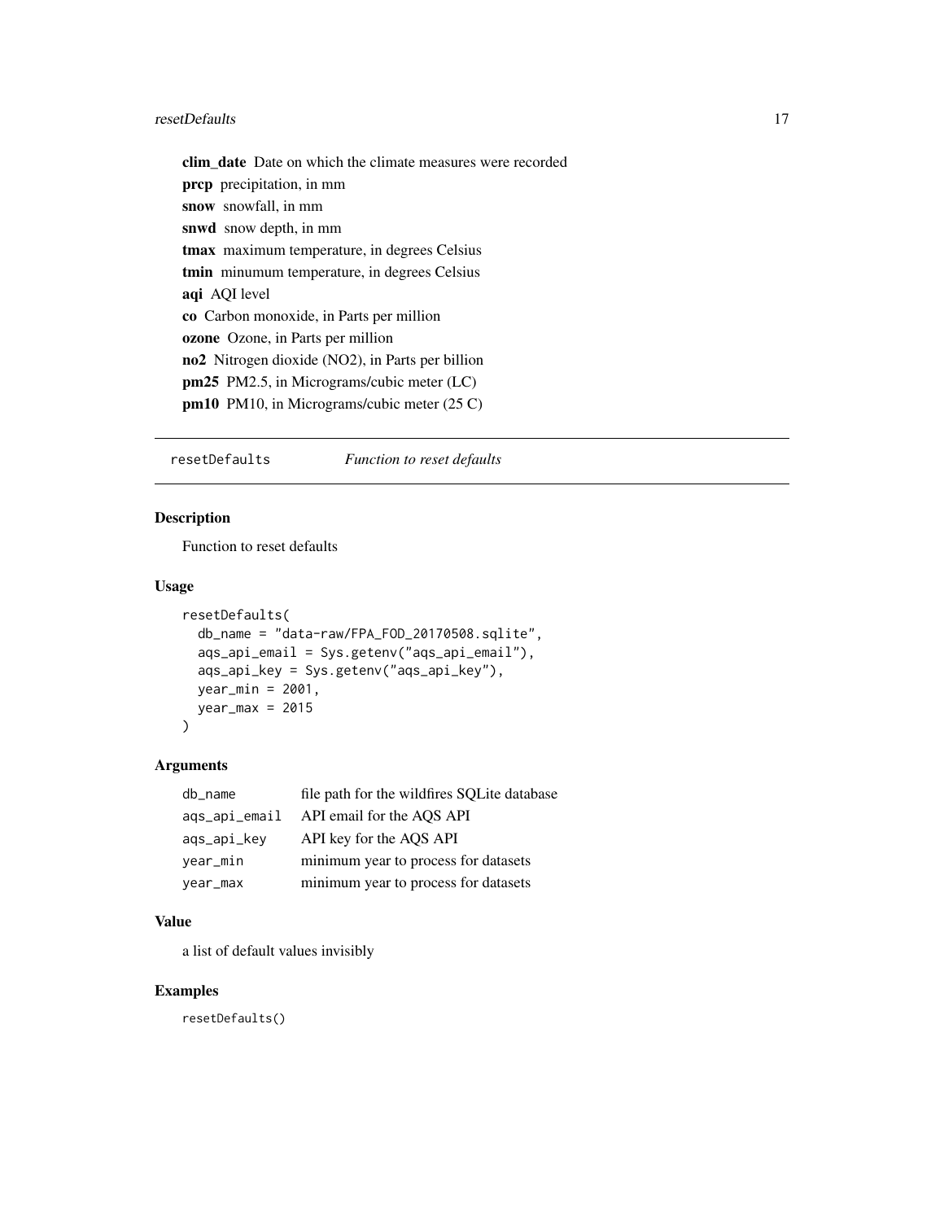**clim_date** Date on which the climate measures were recorded

**prcp** precipitation, in mm

**snow** snowfall, in mm

**snwd** snow depth, in mm

**tmax** maximum temperature, in degrees Celsius

**tmin** minumum temperature, in degrees Celsius

**aqi** AQI level

**co** Carbon monoxide, in Parts per million

**ozone** Ozone, in Parts per million

**no2** Nitrogen dioxide (NO2), in Parts per billion

**pm25** PM2.5, in Micrograms/cubic meter (LC)

**pm10** PM10, in Micrograms/cubic meter (25 C)

---

## resetDefaults *Function to reset defaults*

### Description

Function to reset defaults

### Usage

```
resetDefaults(
  db_name = "data-raw/FPA_FOD_20170508.sqlite",
  aqs_api_email = Sys.getenv("aqs_api_email"),
  aqs_api_key = Sys.getenv("aqs_api_key"),
  year_min = 2001,
  year_max = 2015
)
```

### Arguments

| | |
|---|---|
| `db_name` | file path for the wildfires SQLite database |
| `aqs_api_email` | API email for the AQS API |
| `aqs_api_key` | API key for the AQS API |
| `year_min` | minimum year to process for datasets |
| `year_max` | minimum year to process for datasets |

### Value

a list of default values invisibly

### Examples

```
resetDefaults()
```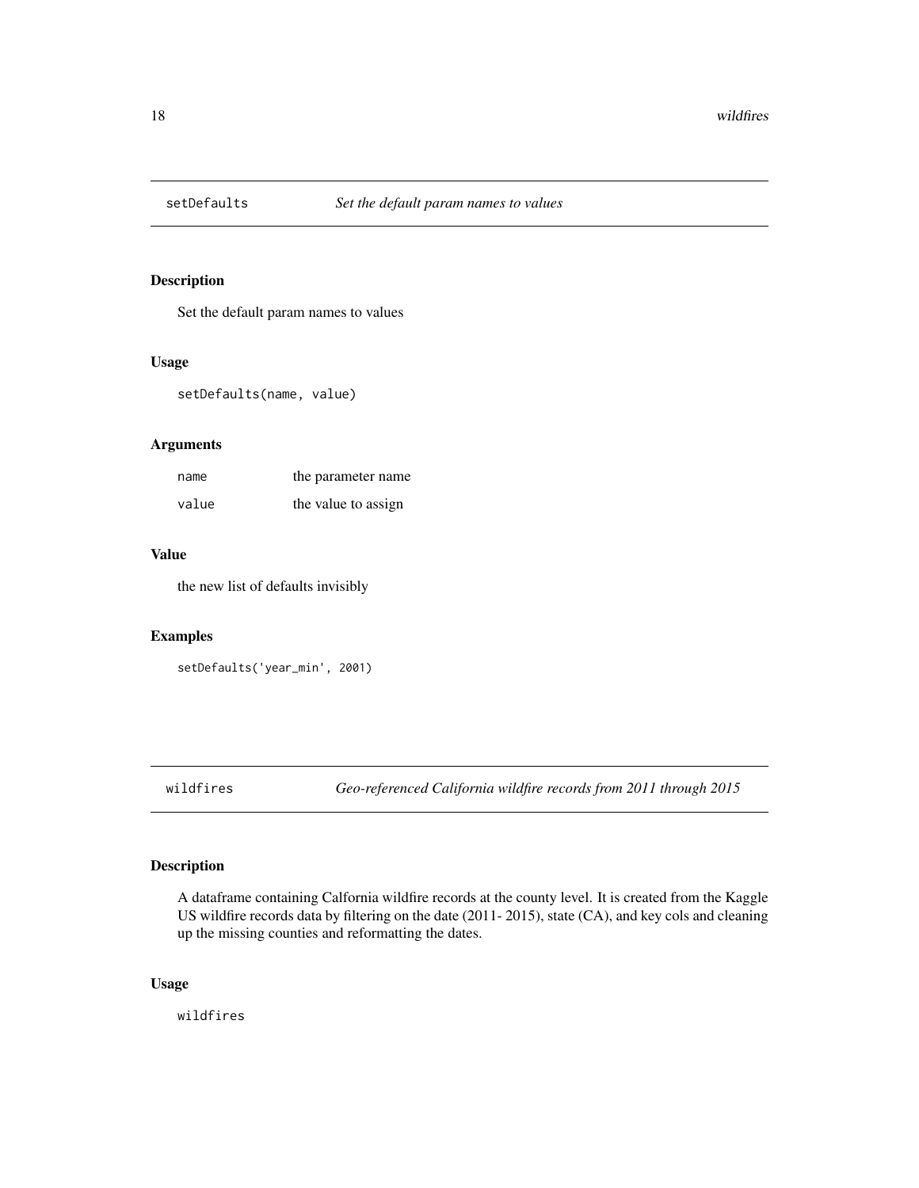## setDefaults — *Set the default param names to values*

### Description

Set the default param names to values

### Usage

```
setDefaults(name, value)
```

### Arguments

| | |
|---|---|
| name | the parameter name |
| value | the value to assign |

### Value

the new list of defaults invisibly

### Examples

```
setDefaults('year_min', 2001)
```

## wildfires — *Geo-referenced California wildfire records from 2011 through 2015*

### Description

A dataframe containing Calfornia wildfire records at the county level. It is created from the Kaggle US wildfire records data by filtering on the date (2011- 2015), state (CA), and key cols and cleaning up the missing counties and reformatting the dates.

### Usage

```
wildfires
```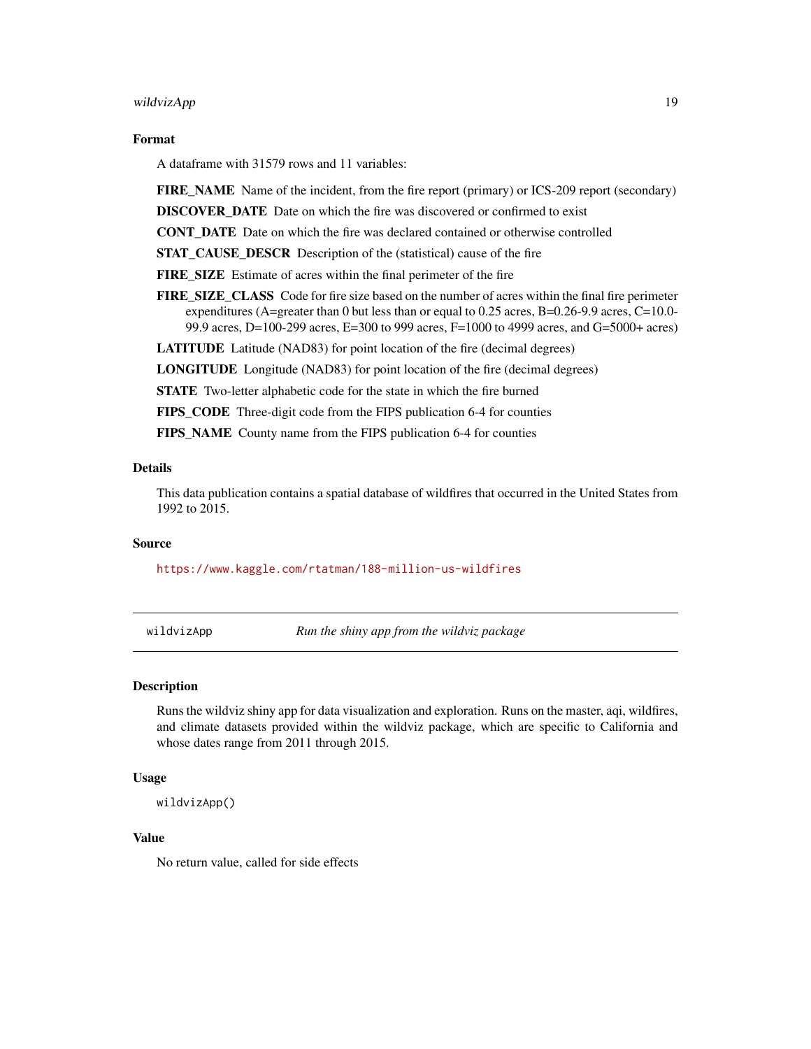### Format

A dataframe with 31579 rows and 11 variables:

**FIRE_NAME** Name of the incident, from the fire report (primary) or ICS-209 report (secondary)

**DISCOVER_DATE** Date on which the fire was discovered or confirmed to exist

**CONT_DATE** Date on which the fire was declared contained or otherwise controlled

**STAT_CAUSE_DESCR** Description of the (statistical) cause of the fire

**FIRE_SIZE** Estimate of acres within the final perimeter of the fire

**FIRE_SIZE_CLASS** Code for fire size based on the number of acres within the final fire perimeter expenditures (A=greater than 0 but less than or equal to 0.25 acres, B=0.26-9.9 acres, C=10.0-99.9 acres, D=100-299 acres, E=300 to 999 acres, F=1000 to 4999 acres, and G=5000+ acres)

**LATITUDE** Latitude (NAD83) for point location of the fire (decimal degrees)

**LONGITUDE** Longitude (NAD83) for point location of the fire (decimal degrees)

**STATE** Two-letter alphabetic code for the state in which the fire burned

**FIPS_CODE** Three-digit code from the FIPS publication 6-4 for counties

**FIPS_NAME** County name from the FIPS publication 6-4 for counties

### Details

This data publication contains a spatial database of wildfires that occurred in the United States from 1992 to 2015.

### Source

https://www.kaggle.com/rtatman/188-million-us-wildfires

---

## wildvizApp — *Run the shiny app from the wildviz package*

### Description

Runs the wildviz shiny app for data visualization and exploration. Runs on the master, aqi, wildfires, and climate datasets provided within the wildviz package, which are specific to California and whose dates range from 2011 through 2015.

### Usage

```
wildvizApp()
```

### Value

No return value, called for side effects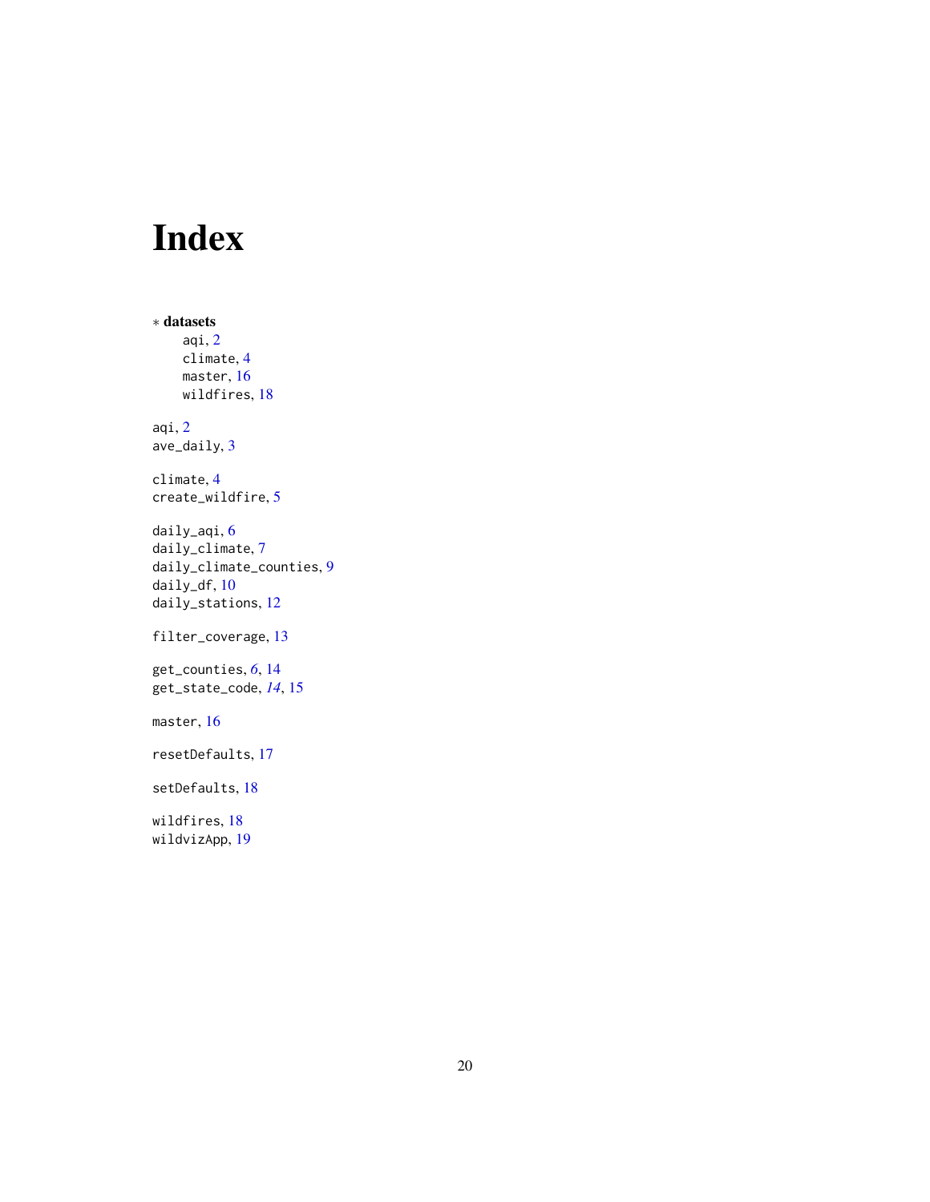# Index

∗ **datasets**
aqi, 2
climate, 4
master, 16
wildfires, 18

aqi, 2
ave_daily, 3

climate, 4
create_wildfire, 5

daily_aqi, 6
daily_climate, 7
daily_climate_counties, 9
daily_df, 10
daily_stations, 12

filter_coverage, 13

get_counties, *6*, 14
get_state_code, *14*, 15

master, 16

resetDefaults, 17

setDefaults, 18

wildfires, 18
wildvizApp, 19